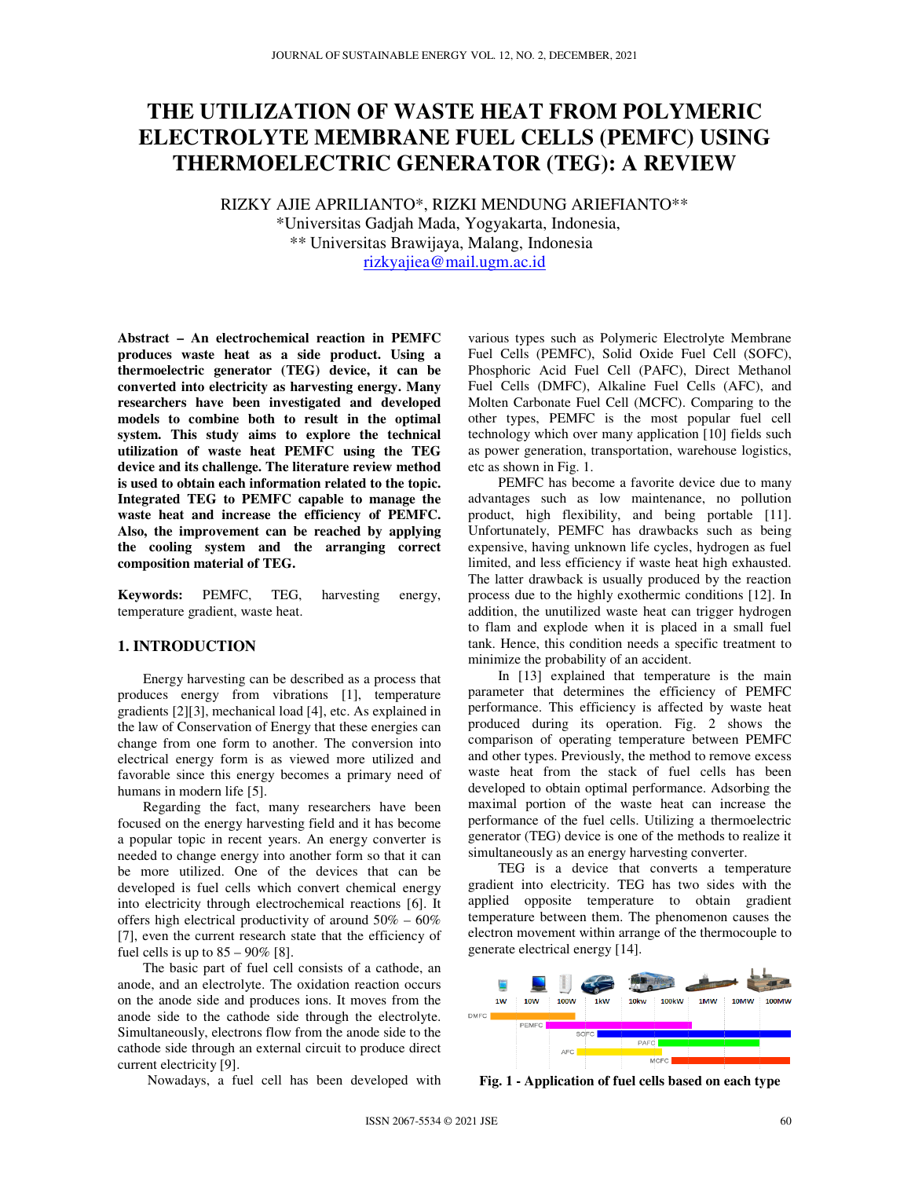# THE UTILIZATION OF WASTE HEAT FROM POLYMERIC ELECTROLYTE MEMBRANE FUEL CELLS (PEMFC) USING THERMOELECTRIC GENERATOR (TEG): A REVIEW

RIZKY AJIE APRILIANTO*, RIZKI MENDUNG ARIEFIANTO**

*Universitas Gadjah Mada, Yogyakarta, Indonesia,

** Universitas Brawijaya, Malang, Indonesia

rizkyajiea@mail.ugm.ac.id

**Abstract – An electrochemical reaction in PEMFC produces waste heat as a side product. Using a thermoelectric generator (TEG) device, it can be converted into electricity as harvesting energy. Many researchers have been investigated and developed models to combine both to result in the optimal system. This study aims to explore the technical utilization of waste heat PEMFC using the TEG device and its challenge. The literature review method is used to obtain each information related to the topic. Integrated TEG to PEMFC capable to manage the waste heat and increase the efficiency of PEMFC. Also, the improvement can be reached by applying the cooling system and the arranging correct composition material of TEG.**

**Keywords:** PEMFC, TEG, harvesting energy, temperature gradient, waste heat.

## 1. INTRODUCTION

Energy harvesting can be described as a process that produces energy from vibrations [1], temperature gradients [2][3], mechanical load [4], etc. As explained in the law of Conservation of Energy that these energies can change from one form to another. The conversion into electrical energy form is as viewed more utilized and favorable since this energy becomes a primary need of humans in modern life [5].

Regarding the fact, many researchers have been focused on the energy harvesting field and it has become a popular topic in recent years. An energy converter is needed to change energy into another form so that it can be more utilized. One of the devices that can be developed is fuel cells which convert chemical energy into electricity through electrochemical reactions [6]. It offers high electrical productivity of around 50% – 60% [7], even the current research state that the efficiency of fuel cells is up to 85 – 90% [8].

The basic part of fuel cell consists of a cathode, an anode, and an electrolyte. The oxidation reaction occurs on the anode side and produces ions. It moves from the anode side to the cathode side through the electrolyte. Simultaneously, electrons flow from the anode side to the cathode side through an external circuit to produce direct current electricity [9].

Nowadays, a fuel cell has been developed with various types such as Polymeric Electrolyte Membrane Fuel Cells (PEMFC), Solid Oxide Fuel Cell (SOFC), Phosphoric Acid Fuel Cell (PAFC), Direct Methanol Fuel Cells (DMFC), Alkaline Fuel Cells (AFC), and Molten Carbonate Fuel Cell (MCFC). Comparing to the other types, PEMFC is the most popular fuel cell technology which over many application [10] fields such as power generation, transportation, warehouse logistics, etc as shown in Fig. 1.

PEMFC has become a favorite device due to many advantages such as low maintenance, no pollution product, high flexibility, and being portable [11]. Unfortunately, PEMFC has drawbacks such as being expensive, having unknown life cycles, hydrogen as fuel limited, and less efficiency if waste heat high exhausted. The latter drawback is usually produced by the reaction process due to the highly exothermic conditions [12]. In addition, the unutilized waste heat can trigger hydrogen to flam and explode when it is placed in a small fuel tank. Hence, this condition needs a specific treatment to minimize the probability of an accident.

In [13] explained that temperature is the main parameter that determines the efficiency of PEMFC performance. This efficiency is affected by waste heat produced during its operation. Fig. 2 shows the comparison of operating temperature between PEMFC and other types. Previously, the method to remove excess waste heat from the stack of fuel cells has been developed to obtain optimal performance. Adsorbing the maximal portion of the waste heat can increase the performance of the fuel cells. Utilizing a thermoelectric generator (TEG) device is one of the methods to realize it simultaneously as an energy harvesting converter.

TEG is a device that converts a temperature gradient into electricity. TEG has two sides with the applied opposite temperature to obtain gradient temperature between them. The phenomenon causes the electron movement within arrange of the thermocouple to generate electrical energy [14].

**Fig. 1 - Application of fuel cells based on each type**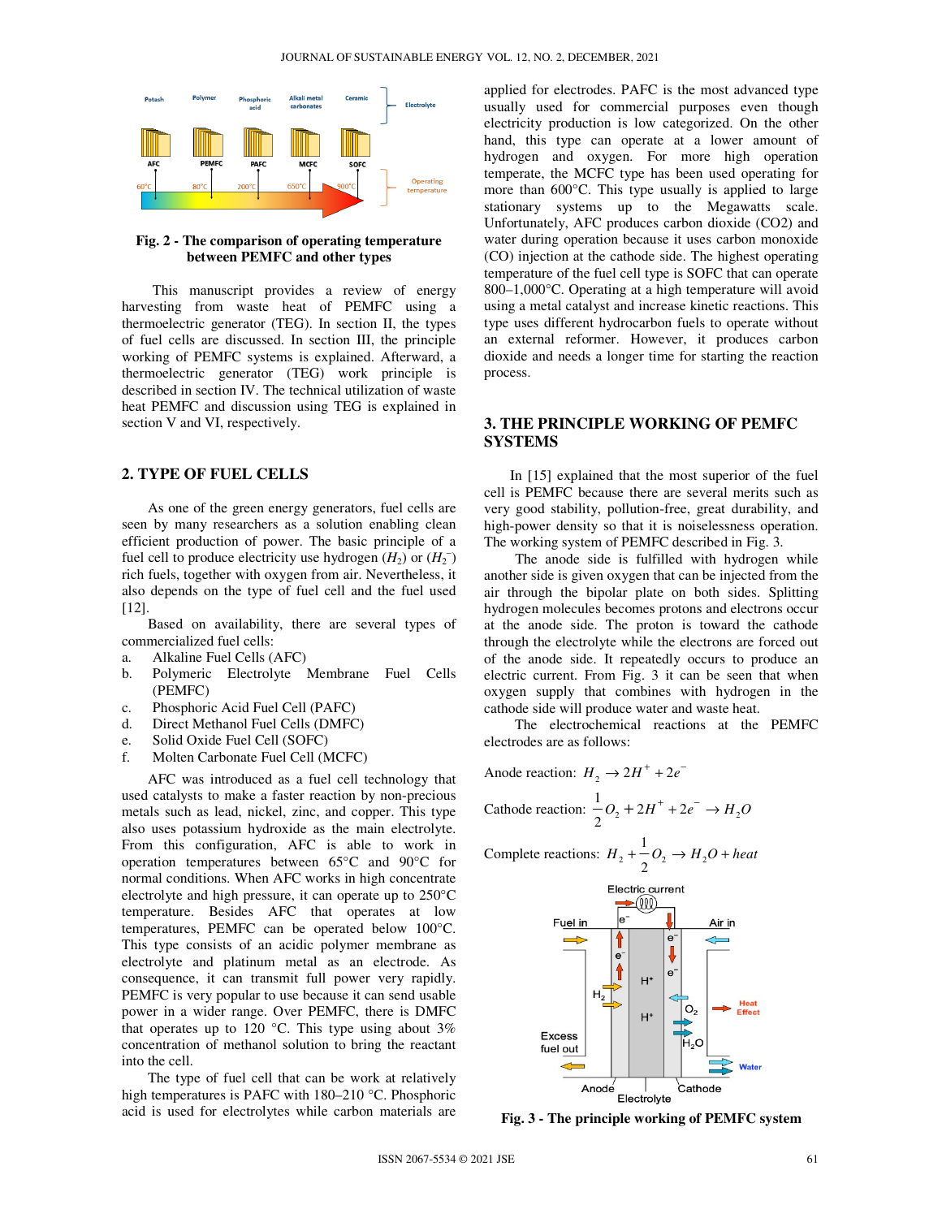Fig. 2 - The comparison of operating temperature between PEMFC and other types

This manuscript provides a review of energy harvesting from waste heat of PEMFC using a thermoelectric generator (TEG). In section II, the types of fuel cells are discussed. In section III, the principle working of PEMFC systems is explained. Afterward, a thermoelectric generator (TEG) work principle is described in section IV. The technical utilization of waste heat PEMFC and discussion using TEG is explained in section V and VI, respectively.

## 2. TYPE OF FUEL CELLS

As one of the green energy generators, fuel cells are seen by many researchers as a solution enabling clean efficient production of power. The basic principle of a fuel cell to produce electricity use hydrogen ($H_2$) or ($H_2^-$) rich fuels, together with oxygen from air. Nevertheless, it also depends on the type of fuel cell and the fuel used [12].

Based on availability, there are several types of commercialized fuel cells:

a. Alkaline Fuel Cells (AFC)
b. Polymeric Electrolyte Membrane Fuel Cells (PEMFC)
c. Phosphoric Acid Fuel Cell (PAFC)
d. Direct Methanol Fuel Cells (DMFC)
e. Solid Oxide Fuel Cell (SOFC)
f. Molten Carbonate Fuel Cell (MCFC)

AFC was introduced as a fuel cell technology that used catalysts to make a faster reaction by non-precious metals such as lead, nickel, zinc, and copper. This type also uses potassium hydroxide as the main electrolyte. From this configuration, AFC is able to work in operation temperatures between 65°C and 90°C for normal conditions. When AFC works in high concentrate electrolyte and high pressure, it can operate up to 250°C temperature. Besides AFC that operates at low temperatures, PEMFC can be operated below 100°C. This type consists of an acidic polymer membrane as electrolyte and platinum metal as an electrode. As consequence, it can transmit full power very rapidly. PEMFC is very popular to use because it can send usable power in a wider range. Over PEMFC, there is DMFC that operates up to 120 °C. This type using about 3% concentration of methanol solution to bring the reactant into the cell.

The type of fuel cell that can be work at relatively high temperatures is PAFC with 180–210 °C. Phosphoric acid is used for electrolytes while carbon materials are applied for electrodes. PAFC is the most advanced type usually used for commercial purposes even though electricity production is low categorized. On the other hand, this type can operate at a lower amount of hydrogen and oxygen. For more high operation temperate, the MCFC type has been used operating for more than 600°C. This type usually is applied to large stationary systems up to the Megawatts scale. Unfortunately, AFC produces carbon dioxide (CO2) and water during operation because it uses carbon monoxide (CO) injection at the cathode side. The highest operating temperature of the fuel cell type is SOFC that can operate 800–1,000°C. Operating at a high temperature will avoid using a metal catalyst and increase kinetic reactions. This type uses different hydrocarbon fuels to operate without an external reformer. However, it produces carbon dioxide and needs a longer time for starting the reaction process.

## 3. THE PRINCIPLE WORKING OF PEMFC SYSTEMS

In [15] explained that the most superior of the fuel cell is PEMFC because there are several merits such as very good stability, pollution-free, great durability, and high-power density so that it is noiselessness operation. The working system of PEMFC described in Fig. 3.

The anode side is fulfilled with hydrogen while another side is given oxygen that can be injected from the air through the bipolar plate on both sides. Splitting hydrogen molecules becomes protons and electrons occur at the anode side. The proton is toward the cathode through the electrolyte while the electrons are forced out of the anode side. It repeatedly occurs to produce an electric current. From Fig. 3 it can be seen that when oxygen supply that combines with hydrogen in the cathode side will produce water and waste heat.

The electrochemical reactions at the PEMFC electrodes are as follows:

Anode reaction: $H_2 \rightarrow 2H^+ + 2e^-$

Cathode reaction: $\frac{1}{2}O_2 + 2H^+ + 2e^- \rightarrow H_2O$

Complete reactions: $H_2 + \frac{1}{2}O_2 \rightarrow H_2O + heat$

Fig. 3 - The principle working of PEMFC system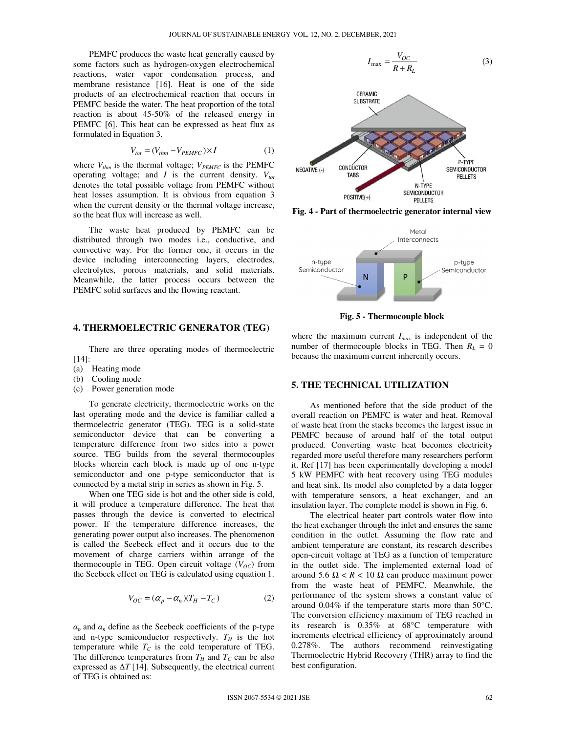PEMFC produces the waste heat generally caused by some factors such as hydrogen-oxygen electrochemical reactions, water vapor condensation process, and membrane resistance [16]. Heat is one of the side products of an electrochemical reaction that occurs in PEMFC beside the water. The heat proportion of the total reaction is about 45-50% of the released energy in PEMFC [6]. This heat can be expressed as heat flux as formulated in Equation 3.

$$V_{tot} = (V_{thm} - V_{PEMFC}) \times I \tag{1}$$

where $V_{thm}$ is the thermal voltage; $V_{PEMFC}$ is the PEMFC operating voltage; and $I$ is the current density. $V_{tot}$ denotes the total possible voltage from PEMFC without heat losses assumption. It is obvious from equation 3 when the current density or the thermal voltage increase, so the heat flux will increase as well.

The waste heat produced by PEMFC can be distributed through two modes i.e., conductive, and convective way. For the former one, it occurs in the device including interconnecting layers, electrodes, electrolytes, porous materials, and solid materials. Meanwhile, the latter process occurs between the PEMFC solid surfaces and the flowing reactant.

## 4. THERMOELECTRIC GENERATOR (TEG)

There are three operating modes of thermoelectric [14]:

(a) Heating mode
(b) Cooling mode
(c) Power generation mode

To generate electricity, thermoelectric works on the last operating mode and the device is familiar called a thermoelectric generator (TEG). TEG is a solid-state semiconductor device that can be converting a temperature difference from two sides into a power source. TEG builds from the several thermocouples blocks wherein each block is made up of one n-type semiconductor and one p-type semiconductor that is connected by a metal strip in series as shown in Fig. 5.

When one TEG side is hot and the other side is cold, it will produce a temperature difference. The heat that passes through the device is converted to electrical power. If the temperature increases, the generating power output also increases. The phenomenon is called the Seebeck effect and it occurs due to the movement of charge carriers within arrange of the thermocouple in TEG. Open circuit voltage ($V_{OC}$) from the Seebeck effect on TEG is calculated using equation 1.

$$V_{OC} = (\alpha_p - \alpha_n)(T_H - T_C) \tag{2}$$

$\alpha_p$ and $\alpha_n$ define as the Seebeck coefficients of the p-type and n-type semiconductor respectively. $T_H$ is the hot temperature while $T_C$ is the cold temperature of TEG. The difference temperatures from $T_H$ and $T_C$ can be also expressed as $\Delta T$ [14]. Subsequently, the electrical current of TEG is obtained as:

$$I_{max} = \frac{V_{OC}}{R + R_L} \tag{3}$$

**Fig. 4 - Part of thermoelectric generator internal view**

**Fig. 5 - Thermocouple block**

where the maximum current $I_{max}$ is independent of the number of thermocouple blocks in TEG. Then $R_L = 0$ because the maximum current inherently occurs.

## 5. THE TECHNICAL UTILIZATION

As mentioned before that the side product of the overall reaction on PEMFC is water and heat. Removal of waste heat from the stacks becomes the largest issue in PEMFC because of around half of the total output produced. Converting waste heat becomes electricity regarded more useful therefore many researchers perform it. Ref [17] has been experimentally developing a model 5 kW PEMFC with heat recovery using TEG modules and heat sink. Its model also completed by a data logger with temperature sensors, a heat exchanger, and an insulation layer. The complete model is shown in Fig. 6.

The electrical heater part controls water flow into the heat exchanger through the inlet and ensures the same condition in the outlet. Assuming the flow rate and ambient temperature are constant, its research describes open-circuit voltage at TEG as a function of temperature in the outlet side. The implemented external load of around 5.6 Ω < $R$ < 10 Ω can produce maximum power from the waste heat of PEMFC. Meanwhile, the performance of the system shows a constant value of around 0.04% if the temperature starts more than 50°C. The conversion efficiency maximum of TEG reached in its research is 0.35% at 68°C temperature with increments electrical efficiency of approximately around 0.278%. The authors recommend reinvestigating Thermoelectric Hybrid Recovery (THR) array to find the best configuration.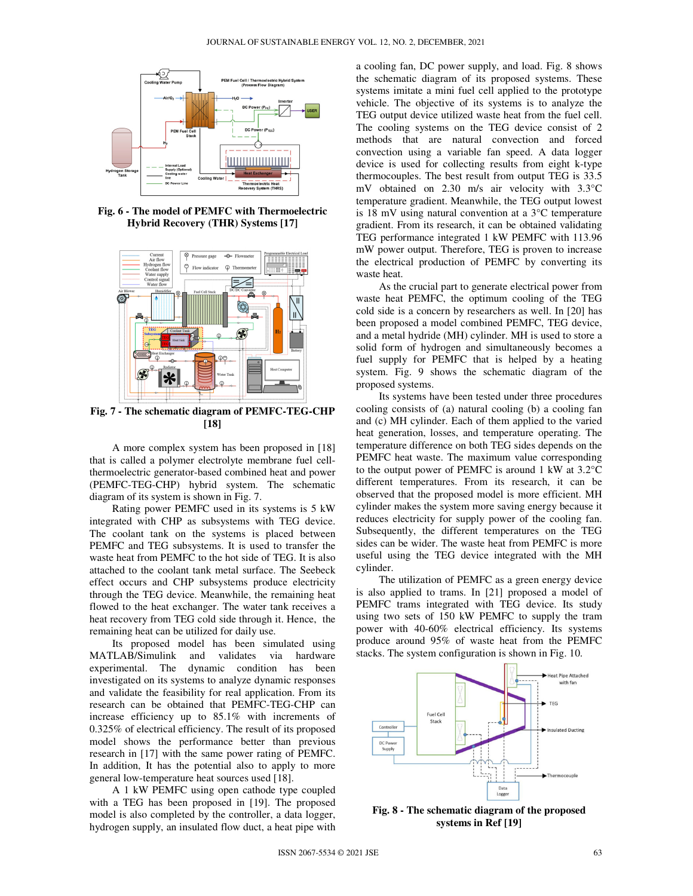Fig. 6 - The model of PEMFC with Thermoelectric Hybrid Recovery (THR) Systems [17]

Fig. 7 - The schematic diagram of PEMFC-TEG-CHP [18]

A more complex system has been proposed in [18] that is called a polymer electrolyte membrane fuel cell-thermoelectric generator-based combined heat and power (PEMFC-TEG-CHP) hybrid system. The schematic diagram of its system is shown in Fig. 7.

Rating power PEMFC used in its systems is 5 kW integrated with CHP as subsystems with TEG device. The coolant tank on the systems is placed between PEMFC and TEG subsystems. It is used to transfer the waste heat from PEMFC to the hot side of TEG. It is also attached to the coolant tank metal surface. The Seebeck effect occurs and CHP subsystems produce electricity through the TEG device. Meanwhile, the remaining heat flowed to the heat exchanger. The water tank receives a heat recovery from TEG cold side through it. Hence, the remaining heat can be utilized for daily use.

Its proposed model has been simulated using MATLAB/Simulink and validates via hardware experimental. The dynamic condition has been investigated on its systems to analyze dynamic responses and validate the feasibility for real application. From its research can be obtained that PEMFC-TEG-CHP can increase efficiency up to 85.1% with increments of 0.325% of electrical efficiency. The result of its proposed model shows the performance better than previous research in [17] with the same power rating of PEMFC. In addition, It has the potential also to apply to more general low-temperature heat sources used [18].

A 1 kW PEMFC using open cathode type coupled with a TEG has been proposed in [19]. The proposed model is also completed by the controller, a data logger, hydrogen supply, an insulated flow duct, a heat pipe with a cooling fan, DC power supply, and load. Fig. 8 shows the schematic diagram of its proposed systems. These systems imitate a mini fuel cell applied to the prototype vehicle. The objective of its systems is to analyze the TEG output device utilized waste heat from the fuel cell. The cooling systems on the TEG device consist of 2 methods that are natural convection and forced convection using a variable fan speed. A data logger device is used for collecting results from eight k-type thermocouples. The best result from output TEG is 33.5 mV obtained on 2.30 m/s air velocity with 3.3°C temperature gradient. Meanwhile, the TEG output lowest is 18 mV using natural convention at a 3°C temperature gradient. From its research, it can be obtained validating TEG performance integrated 1 kW PEMFC with 113.96 mW power output. Therefore, TEG is proven to increase the electrical production of PEMFC by converting its waste heat.

As the crucial part to generate electrical power from waste heat PEMFC, the optimum cooling of the TEG cold side is a concern by researchers as well. In [20] has been proposed a model combined PEMFC, TEG device, and a metal hydride (MH) cylinder. MH is used to store a solid form of hydrogen and simultaneously becomes a fuel supply for PEMFC that is helped by a heating system. Fig. 9 shows the schematic diagram of the proposed systems.

Its systems have been tested under three procedures cooling consists of (a) natural cooling (b) a cooling fan and (c) MH cylinder. Each of them applied to the varied heat generation, losses, and temperature operating. The temperature difference on both TEG sides depends on the PEMFC heat waste. The maximum value corresponding to the output power of PEMFC is around 1 kW at 3.2°C different temperatures. From its research, it can be observed that the proposed model is more efficient. MH cylinder makes the system more saving energy because it reduces electricity for supply power of the cooling fan. Subsequently, the different temperatures on the TEG sides can be wider. The waste heat from PEMFC is more useful using the TEG device integrated with the MH cylinder.

The utilization of PEMFC as a green energy device is also applied to trams. In [21] proposed a model of PEMFC trams integrated with TEG device. Its study using two sets of 150 kW PEMFC to supply the tram power with 40-60% electrical efficiency. Its systems produce around 95% of waste heat from the PEMFC stacks. The system configuration is shown in Fig. 10.

Fig. 8 - The schematic diagram of the proposed systems in Ref [19]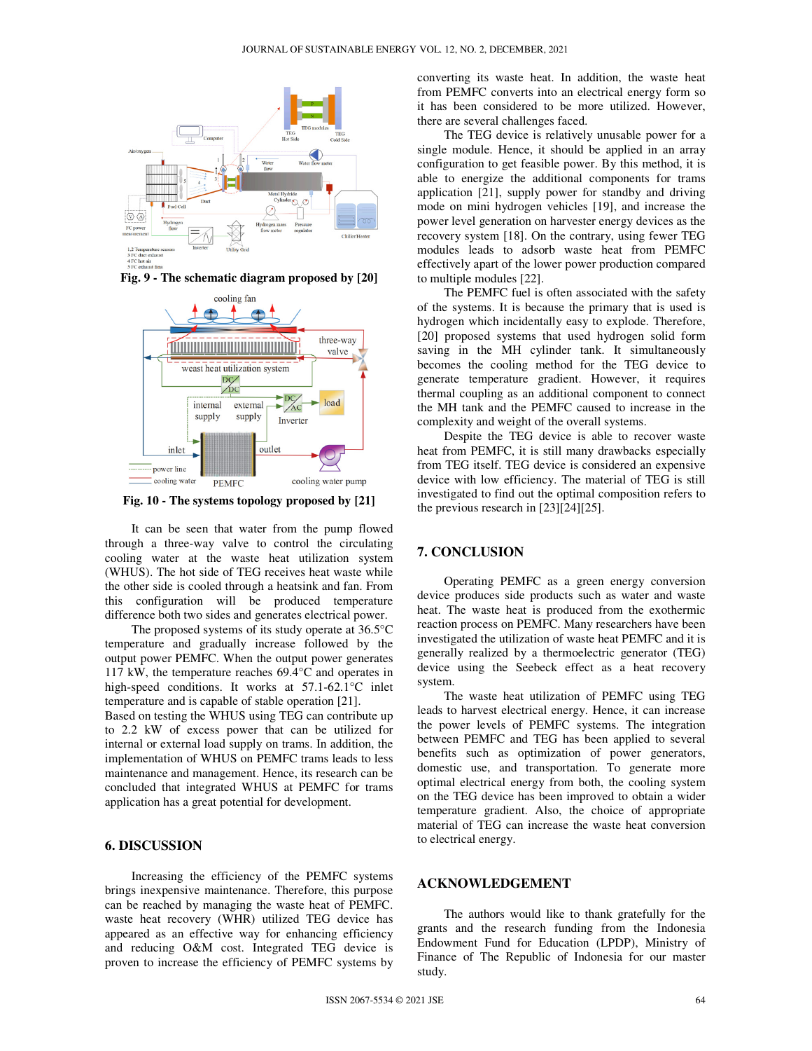Fig. 9 - The schematic diagram proposed by [20]

Fig. 10 - The systems topology proposed by [21]

It can be seen that water from the pump flowed through a three-way valve to control the circulating cooling water at the waste heat utilization system (WHUS). The hot side of TEG receives heat waste while the other side is cooled through a heatsink and fan. From this configuration will be produced temperature difference both two sides and generates electrical power.

The proposed systems of its study operate at 36.5°C temperature and gradually increase followed by the output power PEMFC. When the output power generates 117 kW, the temperature reaches 69.4°C and operates in high-speed conditions. It works at 57.1-62.1°C inlet temperature and is capable of stable operation [21].

Based on testing the WHUS using TEG can contribute up to 2.2 kW of excess power that can be utilized for internal or external load supply on trams. In addition, the implementation of WHUS on PEMFC trams leads to less maintenance and management. Hence, its research can be concluded that integrated WHUS at PEMFC for trams application has a great potential for development.

## 6. DISCUSSION

Increasing the efficiency of the PEMFC systems brings inexpensive maintenance. Therefore, this purpose can be reached by managing the waste heat of PEMFC. waste heat recovery (WHR) utilized TEG device has appeared as an effective way for enhancing efficiency and reducing O&M cost. Integrated TEG device is proven to increase the efficiency of PEMFC systems by converting its waste heat. In addition, the waste heat from PEMFC converts into an electrical energy form so it has been considered to be more utilized. However, there are several challenges faced.

The TEG device is relatively unusable power for a single module. Hence, it should be applied in an array configuration to get feasible power. By this method, it is able to energize the additional components for trams application [21], supply power for standby and driving mode on mini hydrogen vehicles [19], and increase the power level generation on harvester energy devices as the recovery system [18]. On the contrary, using fewer TEG modules leads to adsorb waste heat from PEMFC effectively apart of the lower power production compared to multiple modules [22].

The PEMFC fuel is often associated with the safety of the systems. It is because the primary that is used is hydrogen which incidentally easy to explode. Therefore, [20] proposed systems that used hydrogen solid form saving in the MH cylinder tank. It simultaneously becomes the cooling method for the TEG device to generate temperature gradient. However, it requires thermal coupling as an additional component to connect the MH tank and the PEMFC caused to increase in the complexity and weight of the overall systems.

Despite the TEG device is able to recover waste heat from PEMFC, it is still many drawbacks especially from TEG itself. TEG device is considered an expensive device with low efficiency. The material of TEG is still investigated to find out the optimal composition refers to the previous research in [23][24][25].

## 7. CONCLUSION

Operating PEMFC as a green energy conversion device produces side products such as water and waste heat. The waste heat is produced from the exothermic reaction process on PEMFC. Many researchers have been investigated the utilization of waste heat PEMFC and it is generally realized by a thermoelectric generator (TEG) device using the Seebeck effect as a heat recovery system.

The waste heat utilization of PEMFC using TEG leads to harvest electrical energy. Hence, it can increase the power levels of PEMFC systems. The integration between PEMFC and TEG has been applied to several benefits such as optimization of power generators, domestic use, and transportation. To generate more optimal electrical energy from both, the cooling system on the TEG device has been improved to obtain a wider temperature gradient. Also, the choice of appropriate material of TEG can increase the waste heat conversion to electrical energy.

## ACKNOWLEDGEMENT

The authors would like to thank gratefully for the grants and the research funding from the Indonesia Endowment Fund for Education (LPDP), Ministry of Finance of The Republic of Indonesia for our master study.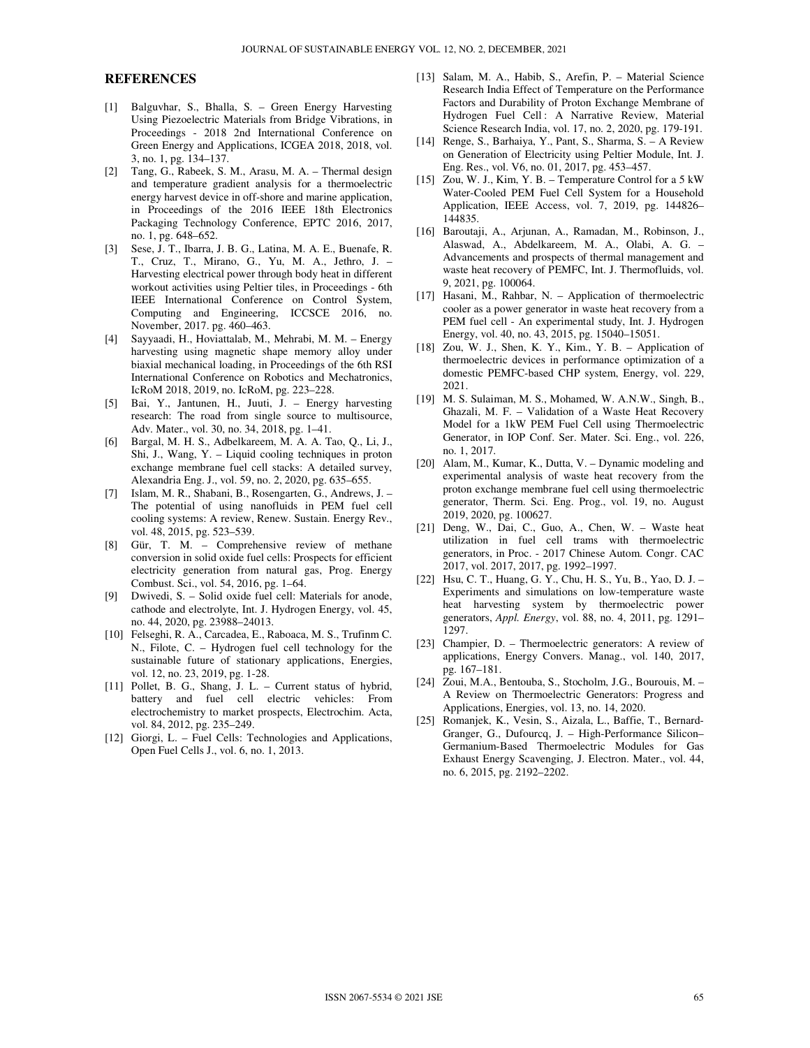## REFERENCES

[1] Balguvhar, S., Bhalla, S. – Green Energy Harvesting Using Piezoelectric Materials from Bridge Vibrations, in Proceedings - 2018 2nd International Conference on Green Energy and Applications, ICGEA 2018, 2018, vol. 3, no. 1, pg. 134–137.

[2] Tang, G., Rabeek, S. M., Arasu, M. A. – Thermal design and temperature gradient analysis for a thermoelectric energy harvest device in off-shore and marine application, in Proceedings of the 2016 IEEE 18th Electronics Packaging Technology Conference, EPTC 2016, 2017, no. 1, pg. 648–652.

[3] Sese, J. T., Ibarra, J. B. G., Latina, M. A. E., Buenafe, R. T., Cruz, T., Mirano, G., Yu, M. A., Jethro, J. – Harvesting electrical power through body heat in different workout activities using Peltier tiles, in Proceedings - 6th IEEE International Conference on Control System, Computing and Engineering, ICCSCE 2016, no. November, 2017. pg. 460–463.

[4] Sayyaadi, H., Hoviattalab, M., Mehrabi, M. M. – Energy harvesting using magnetic shape memory alloy under biaxial mechanical loading, in Proceedings of the 6th RSI International Conference on Robotics and Mechatronics, IcRoM 2018, 2019, no. IcRoM, pg. 223–228.

[5] Bai, Y., Jantunen, H., Juuti, J. – Energy harvesting research: The road from single source to multisource, Adv. Mater., vol. 30, no. 34, 2018, pg. 1–41.

[6] Bargal, M. H. S., Adbelkareem, M. A. A. Tao, Q., Li, J., Shi, J., Wang, Y. – Liquid cooling techniques in proton exchange membrane fuel cell stacks: A detailed survey, Alexandria Eng. J., vol. 59, no. 2, 2020, pg. 635–655.

[7] Islam, M. R., Shabani, B., Rosengarten, G., Andrews, J. – The potential of using nanofluids in PEM fuel cell cooling systems: A review, Renew. Sustain. Energy Rev., vol. 48, 2015, pg. 523–539.

[8] Gür, T. M. – Comprehensive review of methane conversion in solid oxide fuel cells: Prospects for efficient electricity generation from natural gas, Prog. Energy Combust. Sci., vol. 54, 2016, pg. 1–64.

[9] Dwivedi, S. – Solid oxide fuel cell: Materials for anode, cathode and electrolyte, Int. J. Hydrogen Energy, vol. 45, no. 44, 2020, pg. 23988–24013.

[10] Felseghi, R. A., Carcadea, E., Raboaca, M. S., Trufinm C. N., Filote, C. – Hydrogen fuel cell technology for the sustainable future of stationary applications, Energies, vol. 12, no. 23, 2019, pg. 1-28.

[11] Pollet, B. G., Shang, J. L. – Current status of hybrid, battery and fuel cell electric vehicles: From electrochemistry to market prospects, Electrochim. Acta, vol. 84, 2012, pg. 235–249.

[12] Giorgi, L. – Fuel Cells: Technologies and Applications, Open Fuel Cells J., vol. 6, no. 1, 2013.

[13] Salam, M. A., Habib, S., Arefin, P. – Material Science Research India Effect of Temperature on the Performance Factors and Durability of Proton Exchange Membrane of Hydrogen Fuel Cell : A Narrative Review, Material Science Research India, vol. 17, no. 2, 2020, pg. 179-191.

[14] Renge, S., Barhaiya, Y., Pant, S., Sharma, S. – A Review on Generation of Electricity using Peltier Module, Int. J. Eng. Res., vol. V6, no. 01, 2017, pg. 453–457.

[15] Zou, W. J., Kim, Y. B. – Temperature Control for a 5 kW Water-Cooled PEM Fuel Cell System for a Household Application, IEEE Access, vol. 7, 2019, pg. 144826–144835.

[16] Baroutaji, A., Arjunan, A., Ramadan, M., Robinson, J., Alaswad, A., Abdelkareem, M. A., Olabi, A. G. – Advancements and prospects of thermal management and waste heat recovery of PEMFC, Int. J. Thermofluids, vol. 9, 2021, pg. 100064.

[17] Hasani, M., Rahbar, N. – Application of thermoelectric cooler as a power generator in waste heat recovery from a PEM fuel cell - An experimental study, Int. J. Hydrogen Energy, vol. 40, no. 43, 2015, pg. 15040–15051.

[18] Zou, W. J., Shen, K. Y., Kim., Y. B. – Application of thermoelectric devices in performance optimization of a domestic PEMFC-based CHP system, Energy, vol. 229, 2021.

[19] M. S. Sulaiman, M. S., Mohamed, W. A.N.W., Singh, B., Ghazali, M. F. – Validation of a Waste Heat Recovery Model for a 1kW PEM Fuel Cell using Thermoelectric Generator, in IOP Conf. Ser. Mater. Sci. Eng., vol. 226, no. 1, 2017.

[20] Alam, M., Kumar, K., Dutta, V. – Dynamic modeling and experimental analysis of waste heat recovery from the proton exchange membrane fuel cell using thermoelectric generator, Therm. Sci. Eng. Prog., vol. 19, no. August 2019, 2020, pg. 100627.

[21] Deng, W., Dai, C., Guo, A., Chen, W. – Waste heat utilization in fuel cell trams with thermoelectric generators, in Proc. - 2017 Chinese Autom. Congr. CAC 2017, vol. 2017, 2017, pg. 1992–1997.

[22] Hsu, C. T., Huang, G. Y., Chu, H. S., Yu, B., Yao, D. J. – Experiments and simulations on low-temperature waste heat harvesting system by thermoelectric power generators, *Appl. Energy*, vol. 88, no. 4, 2011, pg. 1291–1297.

[23] Champier, D. – Thermoelectric generators: A review of applications, Energy Convers. Manag., vol. 140, 2017, pg. 167–181.

[24] Zoui, M.A., Bentouba, S., Stocholm, J.G., Bourouis, M. – A Review on Thermoelectric Generators: Progress and Applications, Energies, vol. 13, no. 14, 2020.

[25] Romanjek, K., Vesin, S., Aizala, L., Baffie, T., Bernard-Granger, G., Dufourcq, J. – High-Performance Silicon–Germanium-Based Thermoelectric Modules for Gas Exhaust Energy Scavenging, J. Electron. Mater., vol. 44, no. 6, 2015, pg. 2192–2202.